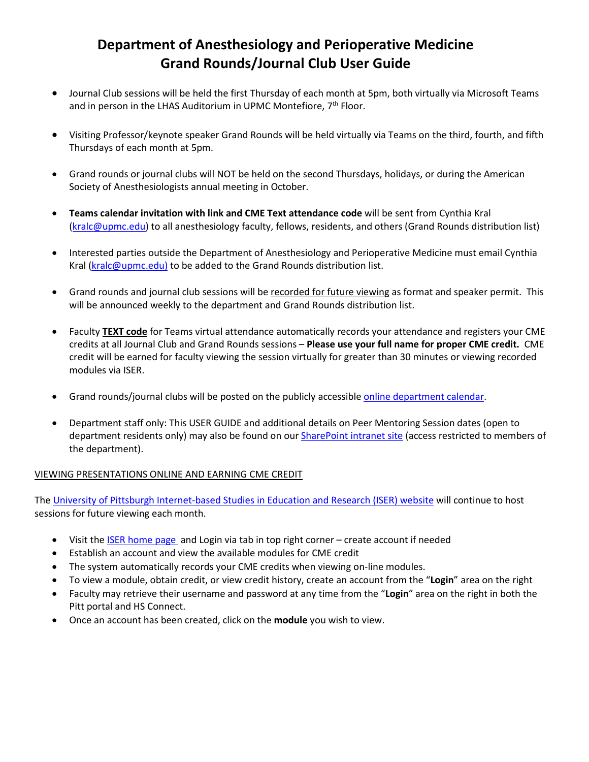# Department of Anesthesiology and Perioperative Medicine
# Grand Rounds/Journal Club User Guide

- Journal Club sessions will be held the first Thursday of each month at 5pm, both virtually via Microsoft Teams and in person in the LHAS Auditorium in UPMC Montefiore, 7th Floor.

- Visiting Professor/keynote speaker Grand Rounds will be held virtually via Teams on the third, fourth, and fifth Thursdays of each month at 5pm.

- Grand rounds or journal clubs will NOT be held on the second Thursdays, holidays, or during the American Society of Anesthesiologists annual meeting in October.

- **Teams calendar invitation with link and CME Text attendance code** will be sent from Cynthia Kral (kralc@upmc.edu) to all anesthesiology faculty, fellows, residents, and others (Grand Rounds distribution list)

- Interested parties outside the Department of Anesthesiology and Perioperative Medicine must email Cynthia Kral (kralc@upmc.edu) to be added to the Grand Rounds distribution list.

- Grand rounds and journal club sessions will be recorded for future viewing as format and speaker permit. This will be announced weekly to the department and Grand Rounds distribution list.

- Faculty **TEXT code** for Teams virtual attendance automatically records your attendance and registers your CME credits at all Journal Club and Grand Rounds sessions – **Please use your full name for proper CME credit.** CME credit will be earned for faculty viewing the session virtually for greater than 30 minutes or viewing recorded modules via ISER.

- Grand rounds/journal clubs will be posted on the publicly accessible online department calendar.

- Department staff only: This USER GUIDE and additional details on Peer Mentoring Session dates (open to department residents only) may also be found on our SharePoint intranet site (access restricted to members of the department).

VIEWING PRESENTATIONS ONLINE AND EARNING CME CREDIT

The University of Pittsburgh Internet-based Studies in Education and Research (ISER) website will continue to host sessions for future viewing each month.

- Visit the ISER home page and Login via tab in top right corner – create account if needed
- Establish an account and view the available modules for CME credit
- The system automatically records your CME credits when viewing on-line modules.
- To view a module, obtain credit, or view credit history, create an account from the "**Login**" area on the right
- Faculty may retrieve their username and password at any time from the "**Login**" area on the right in both the Pitt portal and HS Connect.
- Once an account has been created, click on the **module** you wish to view.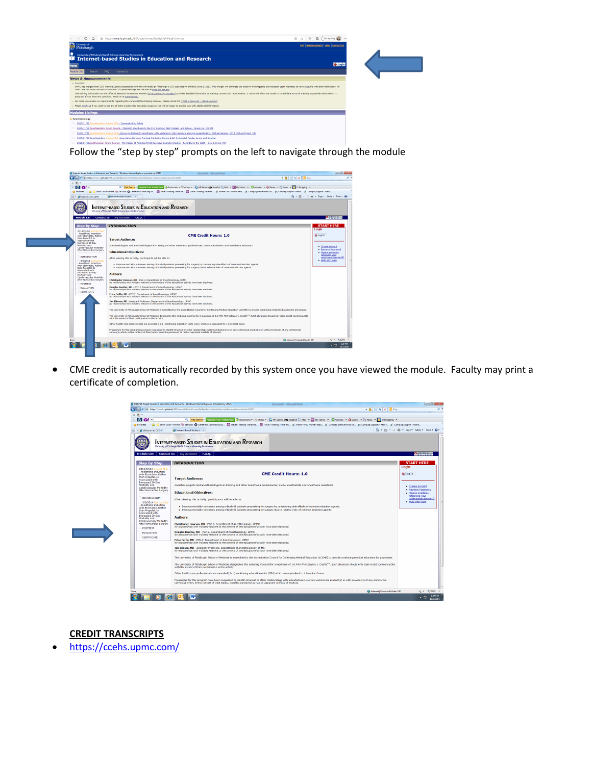Follow the "step by step" prompts on the left to navigate through the module

- CME credit is automatically recorded by this system once you have viewed the module. Faculty may print a certificate of completion.

**CREDIT TRANSCRIPTS**

- https://ccehs.upmc.com/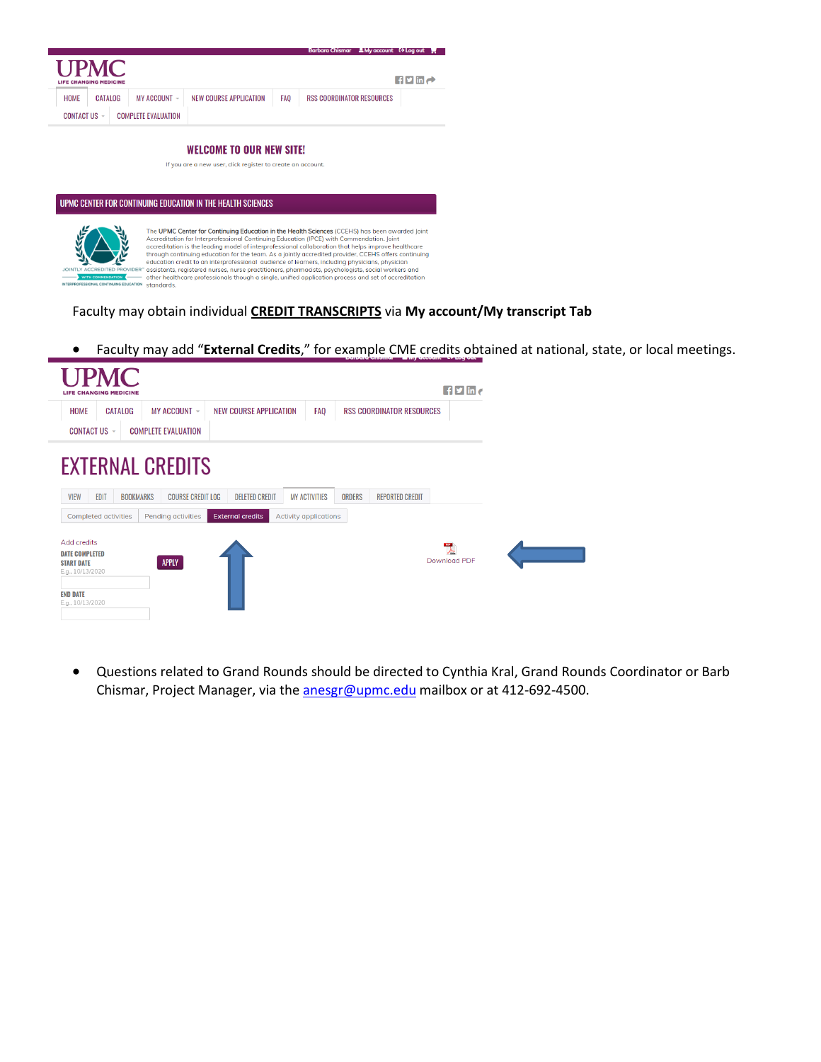Faculty may obtain individual **CREDIT TRANSCRIPTS** via **My account/My transcript Tab**

- Faculty may add "**External Credits**," for example CME credits obtained at national, state, or local meetings.

- Questions related to Grand Rounds should be directed to Cynthia Kral, Grand Rounds Coordinator or Barb Chismar, Project Manager, via the anesgr@upmc.edu mailbox or at 412-692-4500.